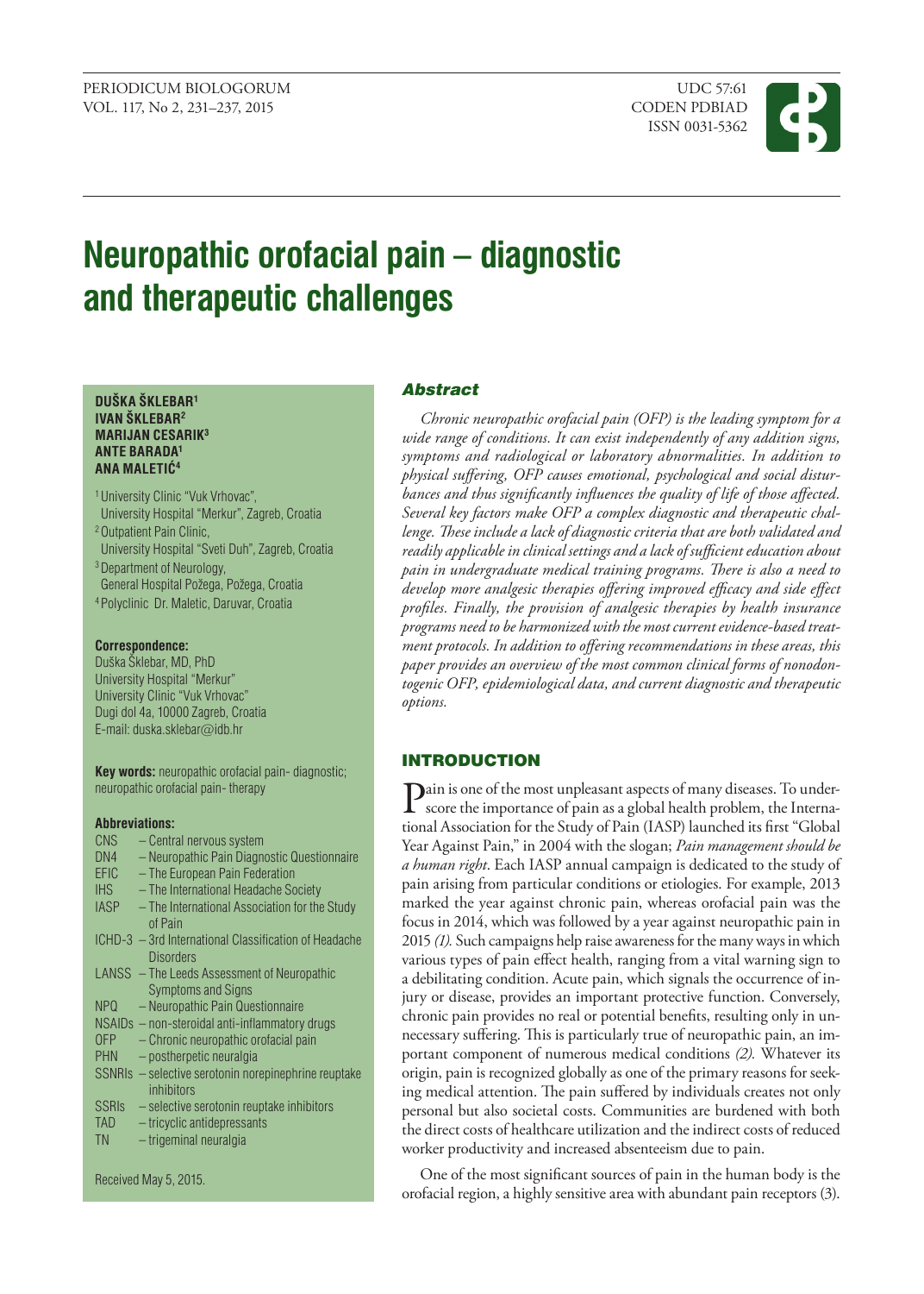# Neuropathic orofacial pain – diagnostic and therapeutic challenges

**DUŠKA ŠKLEBAR[1]**
**IVAN ŠKLEBAR[2]**
**MARIJAN CESARIK[3]**
**ANTE BARADA[1]**
**ANA MALETIĆ[4]**

[1] University Clinic "Vuk Vrhovac", University Hospital "Merkur", Zagreb, Croatia
[2] Outpatient Pain Clinic, University Hospital "Sveti Duh", Zagreb, Croatia
[3] Department of Neurology, General Hospital Požega, Požega, Croatia
[4] Polyclinic Dr. Maletic, Daruvar, Croatia

**Correspondence:**
Duška Šklebar, MD, PhD
University Hospital "Merkur"
University Clinic "Vuk Vrhovac"
Dugi dol 4a, 10000 Zagreb, Croatia
E-mail: duska.sklebar@idb.hr

**Key words:** neuropathic orofacial pain- diagnostic; neuropathic orofacial pain- therapy

**Abbreviations:**

- CNS – Central nervous system
- DN4 – Neuropathic Pain Diagnostic Questionnaire
- EFIC – The European Pain Federation
- IHS – The International Headache Society
- IASP – The International Association for the Study of Pain
- ICHD-3 – 3rd International Classification of Headache Disorders
- LANSS – The Leeds Assessment of Neuropathic Symptoms and Signs
- NPQ – Neuropathic Pain Questionnaire
- NSAIDs – non-steroidal anti-inflammatory drugs
- OFP – Chronic neuropathic orofacial pain
- PHN – postherpetic neuralgia
- SSNRIs – selective serotonin norepinephrine reuptake inhibitors
- SSRIs – selective serotonin reuptake inhibitors
- TAD – tricyclic antidepressants
- TN – trigeminal neuralgia

Received May 5, 2015.

## Abstract

*Chronic neuropathic orofacial pain (OFP) is the leading symptom for a wide range of conditions. It can exist independently of any addition signs, symptoms and radiological or laboratory abnormalities. In addition to physical suffering, OFP causes emotional, psychological and social disturbances and thus significantly influences the quality of life of those affected. Several key factors make OFP a complex diagnostic and therapeutic challenge. These include a lack of diagnostic criteria that are both validated and readily applicable in clinical settings and a lack of sufficient education about pain in undergraduate medical training programs. There is also a need to develop more analgesic therapies offering improved efficacy and side effect profiles. Finally, the provision of analgesic therapies by health insurance programs need to be harmonized with the most current evidence-based treatment protocols. In addition to offering recommendations in these areas, this paper provides an overview of the most common clinical forms of nonodontogenic OFP, epidemiological data, and current diagnostic and therapeutic options.*

## INTRODUCTION

Pain is one of the most unpleasant aspects of many diseases. To underscore the importance of pain as a global health problem, the International Association for the Study of Pain (IASP) launched its first "Global Year Against Pain," in 2004 with the slogan; *Pain management should be a human right*. Each IASP annual campaign is dedicated to the study of pain arising from particular conditions or etiologies. For example, 2013 marked the year against chronic pain, whereas orofacial pain was the focus in 2014, which was followed by a year against neuropathic pain in 2015 *(1).* Such campaigns help raise awareness for the many ways in which various types of pain effect health, ranging from a vital warning sign to a debilitating condition. Acute pain, which signals the occurrence of injury or disease, provides an important protective function. Conversely, chronic pain provides no real or potential benefits, resulting only in unnecessary suffering. This is particularly true of neuropathic pain, an important component of numerous medical conditions *(2).* Whatever its origin, pain is recognized globally as one of the primary reasons for seeking medical attention. The pain suffered by individuals creates not only personal but also societal costs. Communities are burdened with both the direct costs of healthcare utilization and the indirect costs of reduced worker productivity and increased absenteeism due to pain.

One of the most significant sources of pain in the human body is the orofacial region, a highly sensitive area with abundant pain receptors (3).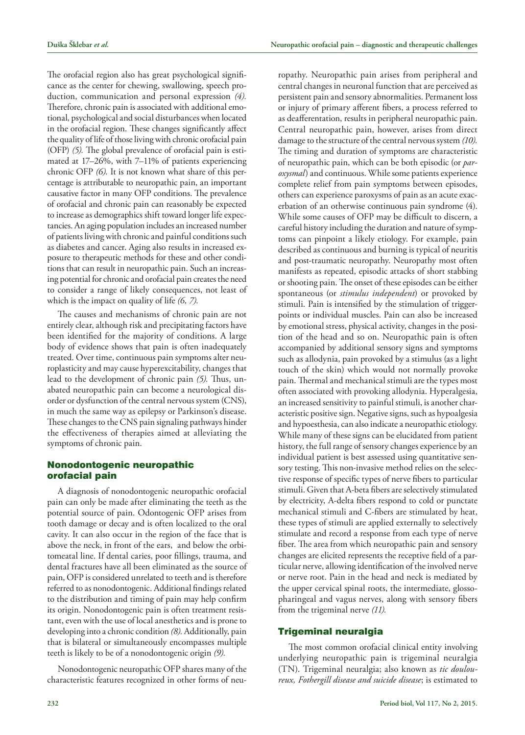The orofacial region also has great psychological significance as the center for chewing, swallowing, speech production, communication and personal expression *(4).* Therefore, chronic pain is associated with additional emotional, psychological and social disturbances when located in the orofacial region. These changes significantly affect the quality of life of those living with chronic orofacial pain (OFP) *(5).* The global prevalence of orofacial pain is estimated at 17–26%, with 7–11% of patients experiencing chronic OFP *(6).* It is not known what share of this percentage is attributable to neuropathic pain, an important causative factor in many OFP conditions. The prevalence of orofacial and chronic pain can reasonably be expected to increase as demographics shift toward longer life expectancies. An aging population includes an increased number of patients living with chronic and painful conditions such as diabetes and cancer. Aging also results in increased exposure to therapeutic methods for these and other conditions that can result in neuropathic pain. Such an increasing potential for chronic and orofacial pain creates the need to consider a range of likely consequences, not least of which is the impact on quality of life *(6, 7).*

The causes and mechanisms of chronic pain are not entirely clear, although risk and precipitating factors have been identified for the majority of conditions. A large body of evidence shows that pain is often inadequately treated. Over time, continuous pain symptoms alter neuroplasticity and may cause hyperexcitability, changes that lead to the development of chronic pain *(5).* Thus, unabated neuropathic pain can become a neurological disorder or dysfunction of the central nervous system (CNS), in much the same way as epilepsy or Parkinson's disease. These changes to the CNS pain signaling pathways hinder the effectiveness of therapies aimed at alleviating the symptoms of chronic pain.

## Nonodontogenic neuropathic orofacial pain

A diagnosis of nonodontogenic neuropathic orofacial pain can only be made after eliminating the teeth as the potential source of pain. Odontogenic OFP arises from tooth damage or decay and is often localized to the oral cavity. It can also occur in the region of the face that is above the neck, in front of the ears, and below the orbitomeatal line. If dental caries, poor fillings, trauma, and dental fractures have all been eliminated as the source of pain, OFP is considered unrelated to teeth and is therefore referred to as nonodontogenic. Additional findings related to the distribution and timing of pain may help confirm its origin. Nonodontogenic pain is often treatment resistant, even with the use of local anesthetics and is prone to developing into a chronic condition *(8).* Additionally, pain that is bilateral or simultaneously encompasses multiple teeth is likely to be of a nonodontogenic origin *(9).*

Nonodontogenic neuropathic OFP shares many of the characteristic features recognized in other forms of neuropathy. Neuropathic pain arises from peripheral and central changes in neuronal function that are perceived as persistent pain and sensory abnormalities. Permanent loss or injury of primary afferent fibers, a process referred to as deafferentation, results in peripheral neuropathic pain. Central neuropathic pain, however, arises from direct damage to the structure of the central nervous system *(10).* The timing and duration of symptoms are characteristic of neuropathic pain, which can be both episodic (or *paroxysmal*) and continuous. While some patients experience complete relief from pain symptoms between episodes, others can experience paroxysms of pain as an acute exacerbation of an otherwise continuous pain syndrome (4). While some causes of OFP may be difficult to discern, a careful history including the duration and nature of symptoms can pinpoint a likely etiology. For example, pain described as continuous and burning is typical of neuritis and post-traumatic neuropathy. Neuropathy most often manifests as repeated, episodic attacks of short stabbing or shooting pain. The onset of these episodes can be either spontaneous (or *stimulus independent*) or provoked by stimuli. Pain is intensified by the stimulation of trigger-points or individual muscles. Pain can also be increased by emotional stress, physical activity, changes in the position of the head and so on. Neuropathic pain is often accompanied by additional sensory signs and symptoms such as allodynia, pain provoked by a stimulus (as a light touch of the skin) which would not normally provoke pain. Thermal and mechanical stimuli are the types most often associated with provoking allodynia. Hyperalgesia, an increased sensitivity to painful stimuli, is another characteristic positive sign. Negative signs, such as hypoalgesia and hypoesthesia, can also indicate a neuropathic etiology. While many of these signs can be elucidated from patient history, the full range of sensory changes experience by an individual patient is best assessed using quantitative sensory testing. This non-invasive method relies on the selective response of specific types of nerve fibers to particular stimuli. Given that A-beta fibers are selectively stimulated by electricity, A-delta fibers respond to cold or punctate mechanical stimuli and C-fibers are stimulated by heat, these types of stimuli are applied externally to selectively stimulate and record a response from each type of nerve fiber. The area from which neuropathic pain and sensory changes are elicited represents the receptive field of a particular nerve, allowing identification of the involved nerve or nerve root. Pain in the head and neck is mediated by the upper cervical spinal roots, the intermediate, glossopharingeal and vagus nerves, along with sensory fibers from the trigeminal nerve *(11).*

## Trigeminal neuralgia

The most common orofacial clinical entity involving underlying neuropathic pain is trigeminal neuralgia (TN). Trigeminal neuralgia; also known as *tic douloureux, Fothergill disease and suicide disease*; is estimated to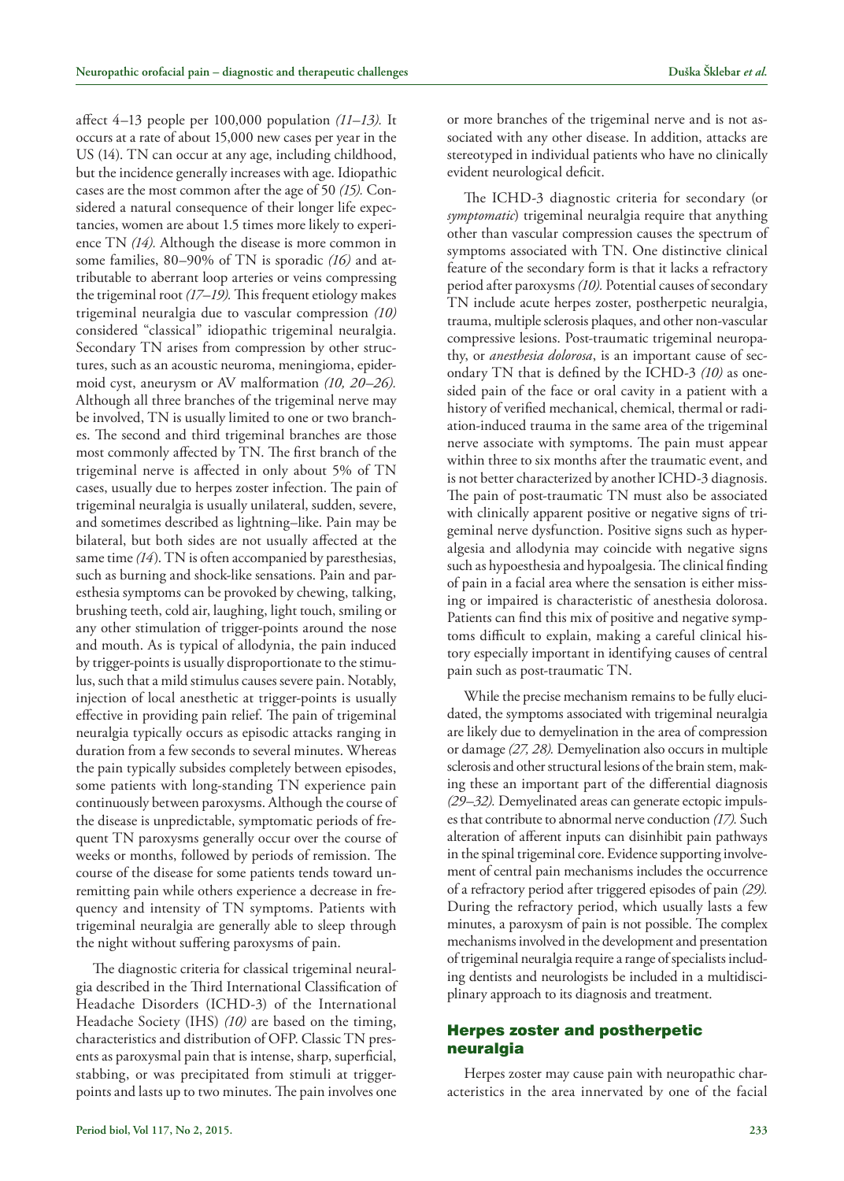affect 4–13 people per 100,000 population *(11–13).* It occurs at a rate of about 15,000 new cases per year in the US (14). TN can occur at any age, including childhood, but the incidence generally increases with age. Idiopathic cases are the most common after the age of 50 *(15).* Considered a natural consequence of their longer life expectancies, women are about 1.5 times more likely to experience TN *(14).* Although the disease is more common in some families, 80–90% of TN is sporadic *(16)* and attributable to aberrant loop arteries or veins compressing the trigeminal root *(17–19).* This frequent etiology makes trigeminal neuralgia due to vascular compression *(10)* considered "classical" idiopathic trigeminal neuralgia. Secondary TN arises from compression by other structures, such as an acoustic neuroma, meningioma, epidermoid cyst, aneurysm or AV malformation *(10, 20–26).* Although all three branches of the trigeminal nerve may be involved, TN is usually limited to one or two branches. The second and third trigeminal branches are those most commonly affected by TN. The first branch of the trigeminal nerve is affected in only about 5% of TN cases, usually due to herpes zoster infection. The pain of trigeminal neuralgia is usually unilateral, sudden, severe, and sometimes described as lightning–like. Pain may be bilateral, but both sides are not usually affected at the same time *(14*). TN is often accompanied by paresthesias, such as burning and shock-like sensations. Pain and paresthesia symptoms can be provoked by chewing, talking, brushing teeth, cold air, laughing, light touch, smiling or any other stimulation of trigger-points around the nose and mouth. As is typical of allodynia, the pain induced by trigger-points is usually disproportionate to the stimulus, such that a mild stimulus causes severe pain. Notably, injection of local anesthetic at trigger-points is usually effective in providing pain relief. The pain of trigeminal neuralgia typically occurs as episodic attacks ranging in duration from a few seconds to several minutes. Whereas the pain typically subsides completely between episodes, some patients with long-standing TN experience pain continuously between paroxysms. Although the course of the disease is unpredictable, symptomatic periods of frequent TN paroxysms generally occur over the course of weeks or months, followed by periods of remission. The course of the disease for some patients tends toward unremitting pain while others experience a decrease in frequency and intensity of TN symptoms. Patients with trigeminal neuralgia are generally able to sleep through the night without suffering paroxysms of pain.

The diagnostic criteria for classical trigeminal neuralgia described in the Third International Classification of Headache Disorders (ICHD-3) of the International Headache Society (IHS) *(10)* are based on the timing, characteristics and distribution of OFP. Classic TN presents as paroxysmal pain that is intense, sharp, superficial, stabbing, or was precipitated from stimuli at trigger-points and lasts up to two minutes. The pain involves one or more branches of the trigeminal nerve and is not associated with any other disease. In addition, attacks are stereotyped in individual patients who have no clinically evident neurological deficit.

The ICHD-3 diagnostic criteria for secondary (or *symptomatic*) trigeminal neuralgia require that anything other than vascular compression causes the spectrum of symptoms associated with TN. One distinctive clinical feature of the secondary form is that it lacks a refractory period after paroxysms *(10).* Potential causes of secondary TN include acute herpes zoster, postherpetic neuralgia, trauma, multiple sclerosis plaques, and other non-vascular compressive lesions. Post-traumatic trigeminal neuropathy, or *anesthesia dolorosa*, is an important cause of secondary TN that is defined by the ICHD-3 *(10)* as one-sided pain of the face or oral cavity in a patient with a history of verified mechanical, chemical, thermal or radiation-induced trauma in the same area of the trigeminal nerve associate with symptoms. The pain must appear within three to six months after the traumatic event, and is not better characterized by another ICHD-3 diagnosis. The pain of post-traumatic TN must also be associated with clinically apparent positive or negative signs of trigeminal nerve dysfunction. Positive signs such as hyperalgesia and allodynia may coincide with negative signs such as hypoesthesia and hypoalgesia. The clinical finding of pain in a facial area where the sensation is either missing or impaired is characteristic of anesthesia dolorosa. Patients can find this mix of positive and negative symptoms difficult to explain, making a careful clinical history especially important in identifying causes of central pain such as post-traumatic TN.

While the precise mechanism remains to be fully elucidated, the symptoms associated with trigeminal neuralgia are likely due to demyelination in the area of compression or damage *(27, 28).* Demyelination also occurs in multiple sclerosis and other structural lesions of the brain stem, making these an important part of the differential diagnosis *(29–32).* Demyelinated areas can generate ectopic impulses that contribute to abnormal nerve conduction *(17).* Such alteration of afferent inputs can disinhibit pain pathways in the spinal trigeminal core. Evidence supporting involvement of central pain mechanisms includes the occurrence of a refractory period after triggered episodes of pain *(29).* During the refractory period, which usually lasts a few minutes, a paroxysm of pain is not possible. The complex mechanisms involved in the development and presentation of trigeminal neuralgia require a range of specialists including dentists and neurologists be included in a multidisciplinary approach to its diagnosis and treatment.

## Herpes zoster and postherpetic neuralgia

Herpes zoster may cause pain with neuropathic characteristics in the area innervated by one of the facial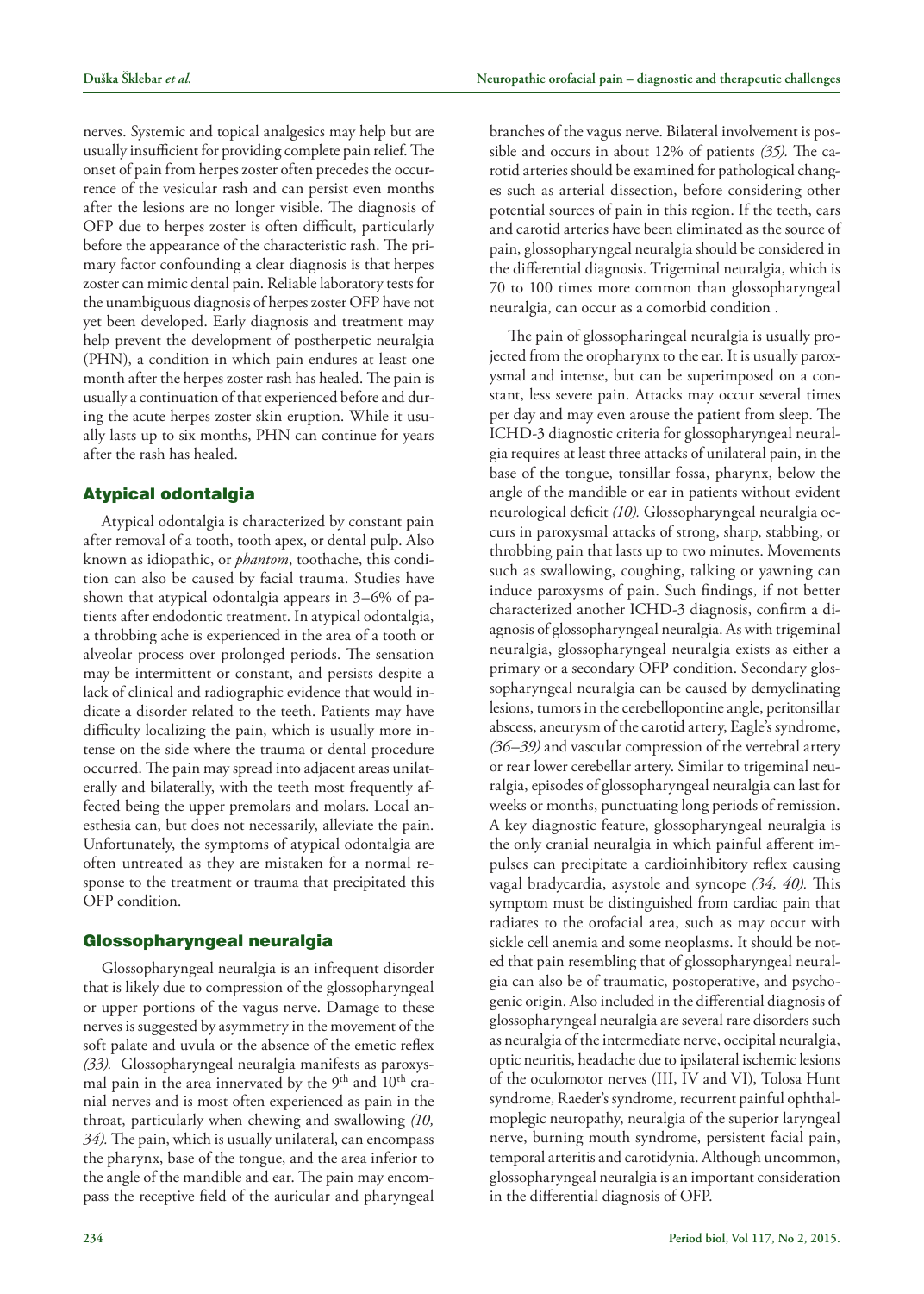nerves. Systemic and topical analgesics may help but are usually insufficient for providing complete pain relief. The onset of pain from herpes zoster often precedes the occurrence of the vesicular rash and can persist even months after the lesions are no longer visible. The diagnosis of OFP due to herpes zoster is often difficult, particularly before the appearance of the characteristic rash. The primary factor confounding a clear diagnosis is that herpes zoster can mimic dental pain. Reliable laboratory tests for the unambiguous diagnosis of herpes zoster OFP have not yet been developed. Early diagnosis and treatment may help prevent the development of postherpetic neuralgia (PHN), a condition in which pain endures at least one month after the herpes zoster rash has healed. The pain is usually a continuation of that experienced before and during the acute herpes zoster skin eruption. While it usually lasts up to six months, PHN can continue for years after the rash has healed.

## Atypical odontalgia

Atypical odontalgia is characterized by constant pain after removal of a tooth, tooth apex, or dental pulp. Also known as idiopathic, or *phantom*, toothache, this condition can also be caused by facial trauma. Studies have shown that atypical odontalgia appears in 3–6% of patients after endodontic treatment. In atypical odontalgia, a throbbing ache is experienced in the area of a tooth or alveolar process over prolonged periods. The sensation may be intermittent or constant, and persists despite a lack of clinical and radiographic evidence that would indicate a disorder related to the teeth. Patients may have difficulty localizing the pain, which is usually more intense on the side where the trauma or dental procedure occurred. The pain may spread into adjacent areas unilaterally and bilaterally, with the teeth most frequently affected being the upper premolars and molars. Local anesthesia can, but does not necessarily, alleviate the pain. Unfortunately, the symptoms of atypical odontalgia are often untreated as they are mistaken for a normal response to the treatment or trauma that precipitated this OFP condition.

## Glossopharyngeal neuralgia

Glossopharyngeal neuralgia is an infrequent disorder that is likely due to compression of the glossopharyngeal or upper portions of the vagus nerve. Damage to these nerves is suggested by asymmetry in the movement of the soft palate and uvula or the absence of the emetic reflex *(33).* Glossopharyngeal neuralgia manifests as paroxysmal pain in the area innervated by the 9[th] and 10[th] cranial nerves and is most often experienced as pain in the throat, particularly when chewing and swallowing *(10, 34).* The pain, which is usually unilateral, can encompass the pharynx, base of the tongue, and the area inferior to the angle of the mandible and ear. The pain may encompass the receptive field of the auricular and pharyngeal branches of the vagus nerve. Bilateral involvement is possible and occurs in about 12% of patients *(35).* The carotid arteries should be examined for pathological changes such as arterial dissection, before considering other potential sources of pain in this region. If the teeth, ears and carotid arteries have been eliminated as the source of pain, glossopharyngeal neuralgia should be considered in the differential diagnosis. Trigeminal neuralgia, which is 70 to 100 times more common than glossopharyngeal neuralgia, can occur as a comorbid condition .

The pain of glossopharingeal neuralgia is usually projected from the oropharynx to the ear. It is usually paroxysmal and intense, but can be superimposed on a constant, less severe pain. Attacks may occur several times per day and may even arouse the patient from sleep. The ICHD-3 diagnostic criteria for glossopharyngeal neuralgia requires at least three attacks of unilateral pain, in the base of the tongue, tonsillar fossa, pharynx, below the angle of the mandible or ear in patients without evident neurological deficit *(10).* Glossopharyngeal neuralgia occurs in paroxysmal attacks of strong, sharp, stabbing, or throbbing pain that lasts up to two minutes. Movements such as swallowing, coughing, talking or yawning can induce paroxysms of pain. Such findings, if not better characterized another ICHD-3 diagnosis, confirm a diagnosis of glossopharyngeal neuralgia. As with trigeminal neuralgia, glossopharyngeal neuralgia exists as either a primary or a secondary OFP condition. Secondary glossopharyngeal neuralgia can be caused by demyelinating lesions, tumors in the cerebellopontine angle, peritonsillar abscess, aneurysm of the carotid artery, Eagle's syndrome, *(36–39)* and vascular compression of the vertebral artery or rear lower cerebellar artery. Similar to trigeminal neuralgia, episodes of glossopharyngeal neuralgia can last for weeks or months, punctuating long periods of remission. A key diagnostic feature, glossopharyngeal neuralgia is the only cranial neuralgia in which painful afferent impulses can precipitate a cardioinhibitory reflex causing vagal bradycardia, asystole and syncope *(34, 40).* This symptom must be distinguished from cardiac pain that radiates to the orofacial area, such as may occur with sickle cell anemia and some neoplasms. It should be noted that pain resembling that of glossopharyngeal neuralgia can also be of traumatic, postoperative, and psychogenic origin. Also included in the differential diagnosis of glossopharyngeal neuralgia are several rare disorders such as neuralgia of the intermediate nerve, occipital neuralgia, optic neuritis, headache due to ipsilateral ischemic lesions of the oculomotor nerves (III, IV and VI), Tolosa Hunt syndrome, Raeder's syndrome, recurrent painful ophthalmoplegic neuropathy, neuralgia of the superior laryngeal nerve, burning mouth syndrome, persistent facial pain, temporal arteritis and carotidynia. Although uncommon, glossopharyngeal neuralgia is an important consideration in the differential diagnosis of OFP.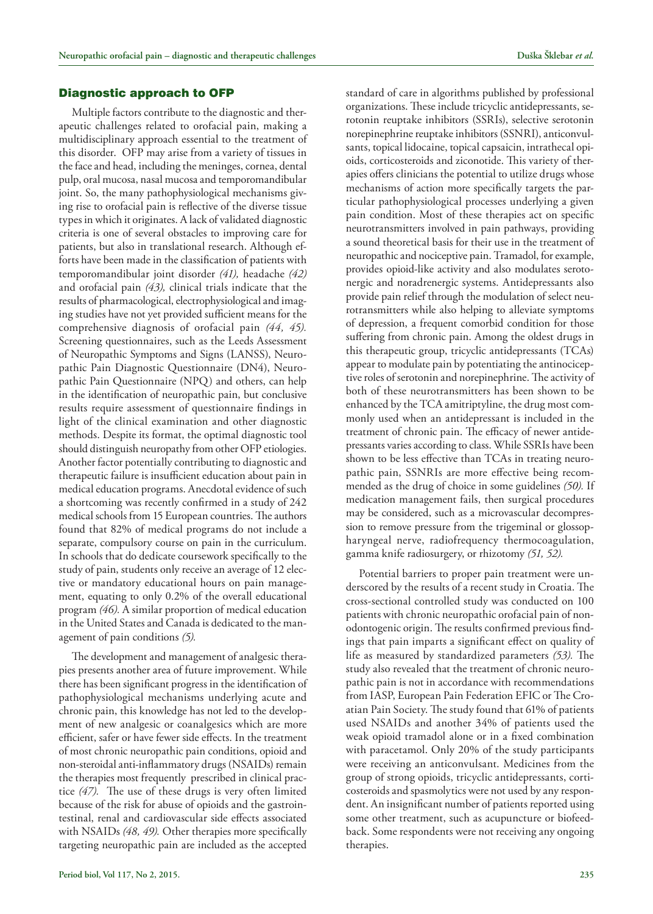## Diagnostic approach to OFP

Multiple factors contribute to the diagnostic and therapeutic challenges related to orofacial pain, making a multidisciplinary approach essential to the treatment of this disorder. OFP may arise from a variety of tissues in the face and head, including the meninges, cornea, dental pulp, oral mucosa, nasal mucosa and temporomandibular joint. So, the many pathophysiological mechanisms giving rise to orofacial pain is reflective of the diverse tissue types in which it originates. A lack of validated diagnostic criteria is one of several obstacles to improving care for patients, but also in translational research. Although efforts have been made in the classification of patients with temporomandibular joint disorder *(41),* headache *(42)* and orofacial pain *(43),* clinical trials indicate that the results of pharmacological, electrophysiological and imaging studies have not yet provided sufficient means for the comprehensive diagnosis of orofacial pain *(44, 45).* Screening questionnaires, such as the Leeds Assessment of Neuropathic Symptoms and Signs (LANSS), Neuropathic Pain Diagnostic Questionnaire (DN4), Neuropathic Pain Questionnaire (NPQ) and others, can help in the identification of neuropathic pain, but conclusive results require assessment of questionnaire findings in light of the clinical examination and other diagnostic methods. Despite its format, the optimal diagnostic tool should distinguish neuropathy from other OFP etiologies. Another factor potentially contributing to diagnostic and therapeutic failure is insufficient education about pain in medical education programs. Anecdotal evidence of such a shortcoming was recently confirmed in a study of 242 medical schools from 15 European countries. The authors found that 82% of medical programs do not include a separate, compulsory course on pain in the curriculum. In schools that do dedicate coursework specifically to the study of pain, students only receive an average of 12 elective or mandatory educational hours on pain management, equating to only 0.2% of the overall educational program *(46).* A similar proportion of medical education in the United States and Canada is dedicated to the management of pain conditions *(5).*

The development and management of analgesic therapies presents another area of future improvement. While there has been significant progress in the identification of pathophysiological mechanisms underlying acute and chronic pain, this knowledge has not led to the development of new analgesic or coanalgesics which are more efficient, safer or have fewer side effects. In the treatment of most chronic neuropathic pain conditions, opioid and non-steroidal anti-inflammatory drugs (NSAIDs) remain the therapies most frequently prescribed in clinical practice *(47).* The use of these drugs is very often limited because of the risk for abuse of opioids and the gastrointestinal, renal and cardiovascular side effects associated with NSAIDs *(48, 49).* Other therapies more specifically targeting neuropathic pain are included as the accepted standard of care in algorithms published by professional organizations. These include tricyclic antidepressants, serotonin reuptake inhibitors (SSRIs), selective serotonin norepinephrine reuptake inhibitors (SSNRI), anticonvulsants, topical lidocaine, topical capsaicin, intrathecal opioids, corticosteroids and ziconotide. This variety of therapies offers clinicians the potential to utilize drugs whose mechanisms of action more specifically targets the particular pathophysiological processes underlying a given pain condition. Most of these therapies act on specific neurotransmitters involved in pain pathways, providing a sound theoretical basis for their use in the treatment of neuropathic and nociceptive pain. Tramadol, for example, provides opioid-like activity and also modulates serotonergic and noradrenergic systems. Antidepressants also provide pain relief through the modulation of select neurotransmitters while also helping to alleviate symptoms of depression, a frequent comorbid condition for those suffering from chronic pain. Among the oldest drugs in this therapeutic group, tricyclic antidepressants (TCAs) appear to modulate pain by potentiating the antinociceptive roles of serotonin and norepinephrine. The activity of both of these neurotransmitters has been shown to be enhanced by the TCA amitriptyline, the drug most commonly used when an antidepressant is included in the treatment of chronic pain. The efficacy of newer antidepressants varies according to class. While SSRIs have been shown to be less effective than TCAs in treating neuropathic pain, SSNRIs are more effective being recommended as the drug of choice in some guidelines *(50).* If medication management fails, then surgical procedures may be considered, such as a microvascular decompression to remove pressure from the trigeminal or glossopharyngeal nerve, radiofrequency thermocoagulation, gamma knife radiosurgery, or rhizotomy *(51, 52).*

Potential barriers to proper pain treatment were underscored by the results of a recent study in Croatia. The cross-sectional controlled study was conducted on 100 patients with chronic neuropathic orofacial pain of non-odontogenic origin. The results confirmed previous findings that pain imparts a significant effect on quality of life as measured by standardized parameters *(53).* The study also revealed that the treatment of chronic neuropathic pain is not in accordance with recommendations from IASP, European Pain Federation EFIC or The Croatian Pain Society. The study found that 61% of patients used NSAIDs and another 34% of patients used the weak opioid tramadol alone or in a fixed combination with paracetamol. Only 20% of the study participants were receiving an anticonvulsant. Medicines from the group of strong opioids, tricyclic antidepressants, corticosteroids and spasmolytics were not used by any respondent. An insignificant number of patients reported using some other treatment, such as acupuncture or biofeedback. Some respondents were not receiving any ongoing therapies.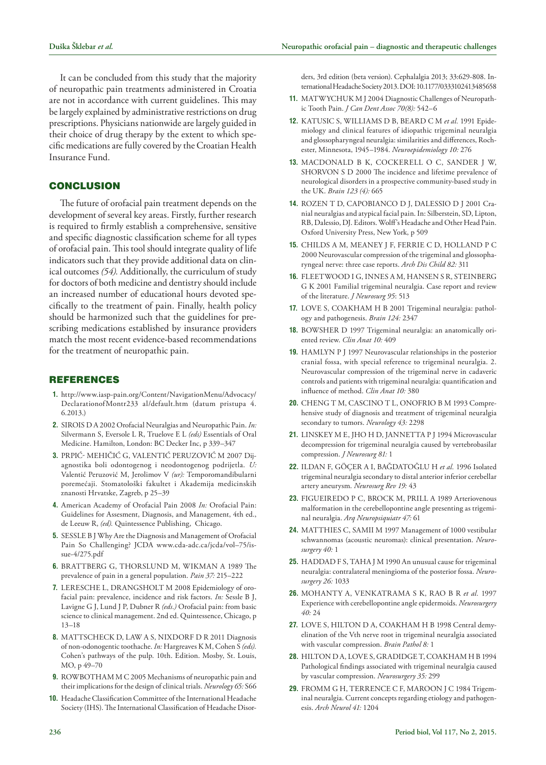It can be concluded from this study that the majority of neuropathic pain treatments administered in Croatia are not in accordance with current guidelines. This may be largely explained by administrative restrictions on drug prescriptions. Physicians nationwide are largely guided in their choice of drug therapy by the extent to which specific medications are fully covered by the Croatian Health Insurance Fund.

## CONCLUSION

The future of orofacial pain treatment depends on the development of several key areas. Firstly, further research is required to firmly establish a comprehensive, sensitive and specific diagnostic classification scheme for all types of orofacial pain. This tool should integrate quality of life indicators such that they provide additional data on clinical outcomes *(54).* Additionally, the curriculum of study for doctors of both medicine and dentistry should include an increased number of educational hours devoted specifically to the treatment of pain. Finally, health policy should be harmonized such that the guidelines for prescribing medications established by insurance providers match the most recent evidence-based recommendations for the treatment of neuropathic pain.

## REFERENCES

1. http://www.iasp-pain.org/Content/NavigationMenu/Advocacy/DeclarationofMontr233 al/default.htm (datum pristupa 4. 6.2013.)
2. SIROIS D A 2002 Orofacial Neuralgias and Neuropathic Pain. *In:* Silvermann S, Eversole L R, Truelove E L *(eds)* Essentials of Oral Medicine. Hamilton, London: BC Decker Inc, p 339–347
3. PRPIĆ- MEHIČIĆ G, VALENTIĆ PERUZOVIĆ M 2007 Dijagnostika boli odontogenog i neodontogenog podrijetla. *U:* Valentić Peruzović M, Jerolimov V *(ur):* Temporomandibularni poremećaji. Stomatološki fakultet i Akademija medicinskih znanosti Hrvatske, Zagreb, p 25–39
4. American Academy of Orofacial Pain 2008 *In:* Orofacial Pain: Guidelines for Assesment, Diagnosis, and Management, 4th ed., de Leeuw R, *(ed).* Quintessence Publishing, Chicago.
5. SESSLE B J Why Are the Diagnosis and Management of Orofacial Pain So Challenging? JCDA www.cda-adc.ca/jcda/vol–75/issue-4/275.pdf
6. BRATTBERG G, THORSLUND M, WIKMAN A 1989 The prevalence of pain in a general population. *Pain 37:* 215–222
7. LERESCHE L, DRANGSHOLT M 2008 Epidemiology of orofacial pain: prevalence, incidence and risk factors. *In:* Sessle B J, Lavigne G J, Lund J P, Dubner R *(eds.)* Orofacial pain: from basic science to clinical management. 2nd ed. Quintessence, Chicago, p 13–18
8. MATTSCHECK D, LAW A S, NIXDORF D R 2011 Diagnosis of non-odonogentic toothache. *In:* Hargreaves K M, Cohen S *(eds).* Cohen's pathways of the pulp. 10th. Edition. Mosby, St. Louis, MO, p 49–70
9. ROWBOTHAM M C 2005 Mechanisms of neuropathic pain and their implications for the design of clinical trials. *Neurology 65:* S66
10. Headache Classification Committee of the International Headache Society (IHS). The International Classification of Headache Disorders, 3rd edition (beta version). Cephalalgia 2013; 33:629-808. International Headache Society 2013. DOI: 10.1177/0333102413485658
11. MATWYCHUK M J 2004 Diagnostic Challenges of Neuropathic Tooth Pain. *J Can Dent Assoc 70(8):* 542–6
12. KATUSIC S, WILLIAMS D B, BEARD C M *et al.* 1991 Epidemiology and clinical features of idiopathic trigeminal neuralgia and glossopharyngeal neuralgia: similarities and differences, Rochester, Minnesota, 1945–1984. *Neuroepidemiology 10:* 276
13. MACDONALD B K, COCKERELL O C, SANDER J W, SHORVON S D 2000 The incidence and lifetime prevalence of neurological disorders in a prospective community-based study in the UK. *Brain 123 (4):* 665
14. ROZEN T D, CAPOBIANCO D J, DALESSIO D J 2001 Cranial neuralgias and atypical facial pain. In: Silberstein, SD, Lipton, RB, Dalessio, DJ. Editors. Wolff's Headache and Other Head Pain. Oxford University Press, New York, p 509
15. CHILDS A M, MEANEY J F, FERRIE C D, HOLLAND P C 2000 Neurovascular compression of the trigeminal and glossopharyngeal nerve: three case reports. *Arch Dis Child 82:* 311
16. FLEETWOOD I G, INNES A M, HANSEN S R, STEINBERG G K 2001 Familial trigeminal neuralgia. Case report and review of the literature. *J Neurosurg 95*: 513
17. LOVE S, COAKHAM H B 2001 Trigeminal neuralgia: pathology and pathogenesis. *Brain 124:* 2347
18. BOWSHER D 1997 Trigeminal neuralgia: an anatomically oriented review. *Clin Anat 10:* 409
19. HAMLYN P J 1997 Neurovascular relationships in the posterior cranial fossa, with special reference to trigeminal neuralgia. 2. Neurovascular compression of the trigeminal nerve in cadaveric controls and patients with trigeminal neuralgia: quantification and influence of method. *Clin Anat 10:* 380
20. CHENG T M, CASCINO T L, ONOFRIO B M 1993 Comprehensive study of diagnosis and treatment of trigeminal neuralgia secondary to tumors. *Neurology 43:* 2298
21. LINSKEY M E, JHO H D, JANNETTA P J 1994 Microvascular decompression for trigeminal neuralgia caused by vertebrobasilar compression. *J Neurosurg 81:* 1
22. ILDAN F, GÖÇER A I, BAĞDATOĞLU H *et al.* 1996 Isolated trigeminal neuralgia secondary to distal anterior inferior cerebellar artery aneurysm. *Neurosurg Rev 19:* 43
23. FIGUEIREDO P C, BROCK M, PRILL A 1989 Arteriovenous malformation in the cerebellopontine angle presenting as trigeminal neuralgia. *Arq Neuropsiquiatr 47:* 61
24. MATTHIES C, SAMII M 1997 Management of 1000 vestibular schwannomas (acoustic neuromas): clinical presentation. *Neurosurgery 40:* 1
25. HADDAD F S, TAHA J M 1990 An unusual cause for trigeminal neuralgia: contralateral meningioma of the posterior fossa. *Neurosurgery 26:* 1033
26. MOHANTY A, VENKATRAMA S K, RAO B R *et al.* 1997 Experience with cerebellopontine angle epidermoids. *Neurosurgery 40:* 24
27. LOVE S, HILTON D A, COAKHAM H B 1998 Central demyelination of the Vth nerve root in trigeminal neuralgia associated with vascular compression. *Brain Pathol 8:* 1
28. HILTON D A, LOVE S, GRADIDGE T, COAKHAM H B 1994 Pathological findings associated with trigeminal neuralgia caused by vascular compression. *Neurosurgery 35:* 299
29. FROMM G H, TERRENCE C F, MAROON J C 1984 Trigeminal neuralgia. Current concepts regarding etiology and pathogenesis. *Arch Neurol 41:* 1204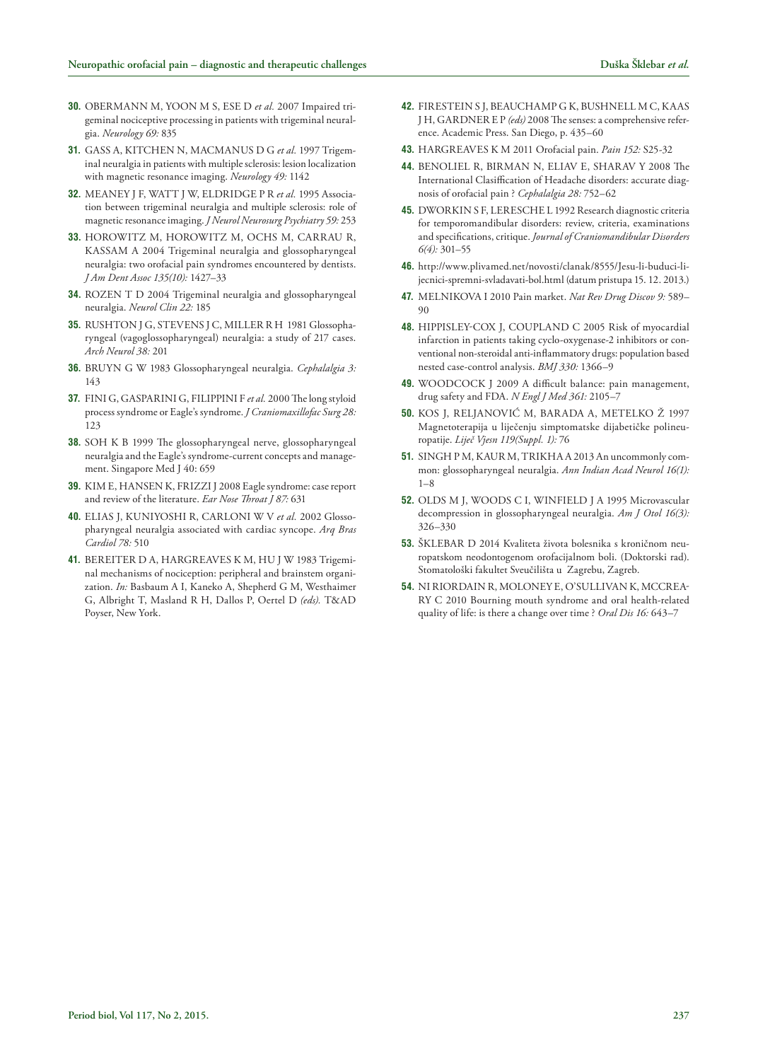30. OBERMANN M, YOON M S, ESE D *et al.* 2007 Impaired trigeminal nociceptive processing in patients with trigeminal neuralgia. *Neurology 69:* 835

31. GASS A, KITCHEN N, MACMANUS D G *et al.* 1997 Trigeminal neuralgia in patients with multiple sclerosis: lesion localization with magnetic resonance imaging. *Neurology 49:* 1142

32. MEANEY J F, WATT J W, ELDRIDGE P R *et al.* 1995 Association between trigeminal neuralgia and multiple sclerosis: role of magnetic resonance imaging. *J Neurol Neurosurg Psychiatry 59:* 253

33. HOROWITZ M, HOROWITZ M, OCHS M, CARRAU R, KASSAM A 2004 Trigeminal neuralgia and glossopharyngeal neuralgia: two orofacial pain syndromes encountered by dentists. *J Am Dent Assoc 135(10):* 1427–33

34. ROZEN T D 2004 Trigeminal neuralgia and glossopharyngeal neuralgia. *Neurol Clin 22:* 185

35. RUSHTON J G, STEVENS J C, MILLER R H 1981 Glossopharyngeal (vagoglossopharyngeal) neuralgia: a study of 217 cases. *Arch Neurol 38:* 201

36. BRUYN G W 1983 Glossopharyngeal neuralgia. *Cephalalgia 3:* 143

37. FINI G, GASPARINI G, FILIPPINI F *et al.* 2000 The long styloid process syndrome or Eagle's syndrome. *J Craniomaxillofac Surg 28:* 123

38. SOH K B 1999 The glossopharyngeal nerve, glossopharyngeal neuralgia and the Eagle's syndrome-current concepts and management. Singapore Med J 40: 659

39. KIM E, HANSEN K, FRIZZI J 2008 Eagle syndrome: case report and review of the literature. *Ear Nose Throat J 87:* 631

40. ELIAS J, KUNIYOSHI R, CARLONI W V *et al.* 2002 Glossopharyngeal neuralgia associated with cardiac syncope. *Arq Bras Cardiol 78:* 510

41. BEREITER D A, HARGREAVES K M, HU J W 1983 Trigeminal mechanisms of nociception: peripheral and brainstem organization. *In:* Basbaum A I, Kaneko A, Shepherd G M, Westhaimer G, Albright T, Masland R H, Dallos P, Oertel D *(eds).* T&AD Poyser, New York.

42. FIRESTEIN S J, BEAUCHAMP G K, BUSHNELL M C, KAAS J H, GARDNER E P *(eds)* 2008 The senses: a comprehensive reference. Academic Press. San Diego, p. 435–60

43. HARGREAVES K M 2011 Orofacial pain. *Pain 152:* S25-32

44. BENOLIEL R, BIRMAN N, ELIAV E, SHARAV Y 2008 The International Clasiffication of Headache disorders: accurate diagnosis of orofacial pain ? *Cephalalgia 28:* 752–62

45. DWORKIN S F, LERESCHE L 1992 Research diagnostic criteria for temporomandibular disorders: review, criteria, examinations and specifications, critique. *Journal of Craniomandibular Disorders 6(4):* 301–55

46. http://www.plivamed.net/novosti/clanak/8555/Jesu-li-buduci-lijecnici-spremni-svladavati-bol.html (datum pristupa 15. 12. 2013.)

47. MELNIKOVA I 2010 Pain market. *Nat Rev Drug Discov 9:* 589–90

48. HIPPISLEY-COX J, COUPLAND C 2005 Risk of myocardial infarction in patients taking cyclo-oxygenase-2 inhibitors or conventional non-steroidal anti-inflammatory drugs: population based nested case-control analysis. *BMJ 330:* 1366–9

49. WOODCOCK J 2009 A difficult balance: pain management, drug safety and FDA. *N Engl J Med 361:* 2105–7

50. KOS J, RELJANOVIĆ M, BARADA A, METELKO Ž 1997 Magnetoterapija u liječenju simptomatske dijabetičke polineuropatije. *Liječ Vjesn 119(Suppl. 1):* 76

51. SINGH P M, KAUR M, TRIKHA A 2013 An uncommonly common: glossopharyngeal neuralgia. *Ann Indian Acad Neurol 16(1):* 1–8

52. OLDS M J, WOODS C I, WINFIELD J A 1995 Microvascular decompression in glossopharyngeal neuralgia. *Am J Otol 16(3):* 326–330

53. ŠKLEBAR D 2014 Kvaliteta života bolesnika s kroničnom neuropatskom neodontogenom orofacijalnom boli. (Doktorski rad). Stomatološki fakultet Sveučilišta u Zagrebu, Zagreb.

54. NI RIORDAIN R, MOLONEY E, O'SULLIVAN K, MCCREARY C 2010 Bourning mouth syndrome and oral health-related quality of life: is there a change over time ? *Oral Dis 16:* 643–7